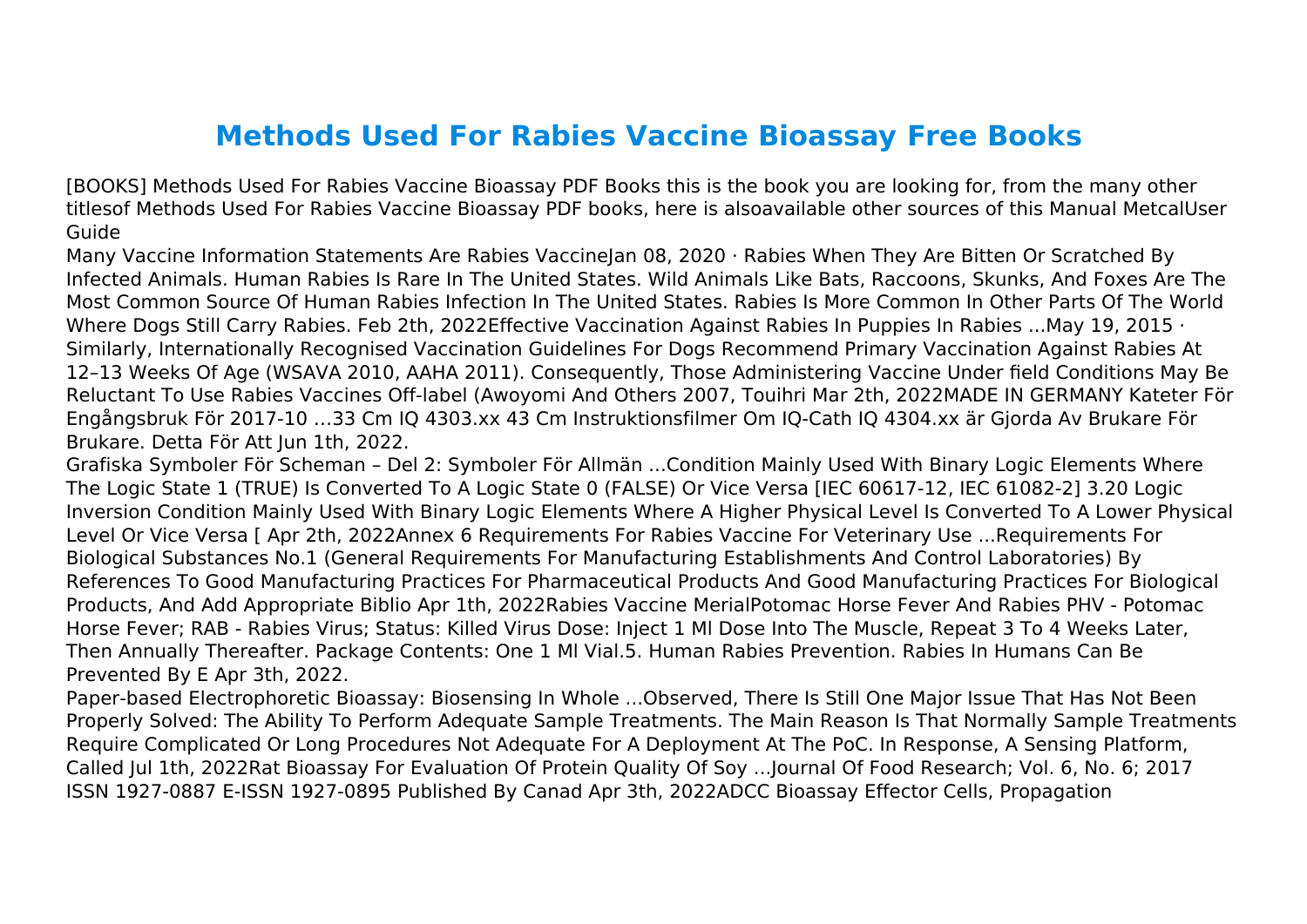# Methods Used For Rabies Vaccine Bioassay Free Books

[BOOKS] Methods Used For Rabies Vaccine Bioassay PDF Books this is the book you are looking for, from the many other titlesof Methods Used For Rabies Vaccine Bioassay PDF books, here is alsoavailable other sources of this Manual MetcalUser Guide

Many Vaccine Information Statements Are Rabies VaccineJan 08, 2020 · Rabies When They Are Bitten Or Scratched By Infected Animals. Human Rabies Is Rare In The United States. Wild Animals Like Bats, Raccoons, Skunks, And Foxes Are The Most Common Source Of Human Rabies Infection In The United States. Rabies Is More Common In Other Parts Of The World Where Dogs Still Carry Rabies. Feb 2th, 2022Effective Vaccination Against Rabies In Puppies In Rabies ...May 19, 2015 · Similarly, Internationally Recognised Vaccination Guidelines For Dogs Recommend Primary Vaccination Against Rabies At 12–13 Weeks Of Age (WSAVA 2010, AAHA 2011). Consequently, Those Administering Vaccine Under field Conditions May Be Reluctant To Use Rabies Vaccines Off-label (Awoyomi And Others 2007, Touihri Mar 2th, 2022MADE IN GERMANY Kateter För Engångsbruk För 2017-10 …33 Cm IQ 4303.xx 43 Cm Instruktionsfilmer Om IQ-Cath IQ 4304.xx är Gjorda Av Brukare För Brukare. Detta För Att Jun 1th, 2022.

Grafiska Symboler För Scheman – Del 2: Symboler För Allmän ...Condition Mainly Used With Binary Logic Elements Where The Logic State 1 (TRUE) Is Converted To A Logic State 0 (FALSE) Or Vice Versa [IEC 60617-12, IEC 61082-2] 3.20 Logic Inversion Condition Mainly Used With Binary Logic Elements Where A Higher Physical Level Is Converted To A Lower Physical Level Or Vice Versa [ Apr 2th, 2022Annex 6 Requirements For Rabies Vaccine For Veterinary Use ...Requirements For Biological Substances No.1 (General Requirements For Manufacturing Establishments And Control Laboratories) By References To Good Manufacturing Practices For Pharmaceutical Products And Good Manufacturing Practices For Biological Products, And Add Appropriate Biblio Apr 1th, 2022Rabies Vaccine MerialPotomac Horse Fever And Rabies PHV - Potomac Horse Fever; RAB - Rabies Virus; Status: Killed Virus Dose: Inject 1 Ml Dose Into The Muscle, Repeat 3 To 4 Weeks Later, Then Annually Thereafter. Package Contents: One 1 Ml Vial.5. Human Rabies Prevention. Rabies In Humans Can Be Prevented By E Apr 3th, 2022.

Paper-based Electrophoretic Bioassay: Biosensing In Whole ...Observed, There Is Still One Major Issue That Has Not Been Properly Solved: The Ability To Perform Adequate Sample Treatments. The Main Reason Is That Normally Sample Treatments Require Complicated Or Long Procedures Not Adequate For A Deployment At The PoC. In Response, A Sensing Platform, Called Jul 1th, 2022Rat Bioassay For Evaluation Of Protein Quality Of Soy ...Journal Of Food Research; Vol. 6, No. 6; 2017 ISSN 1927-0887 E-ISSN 1927-0895 Published By Canad Apr 3th, 2022ADCC Bioassay Effector Cells, Propagation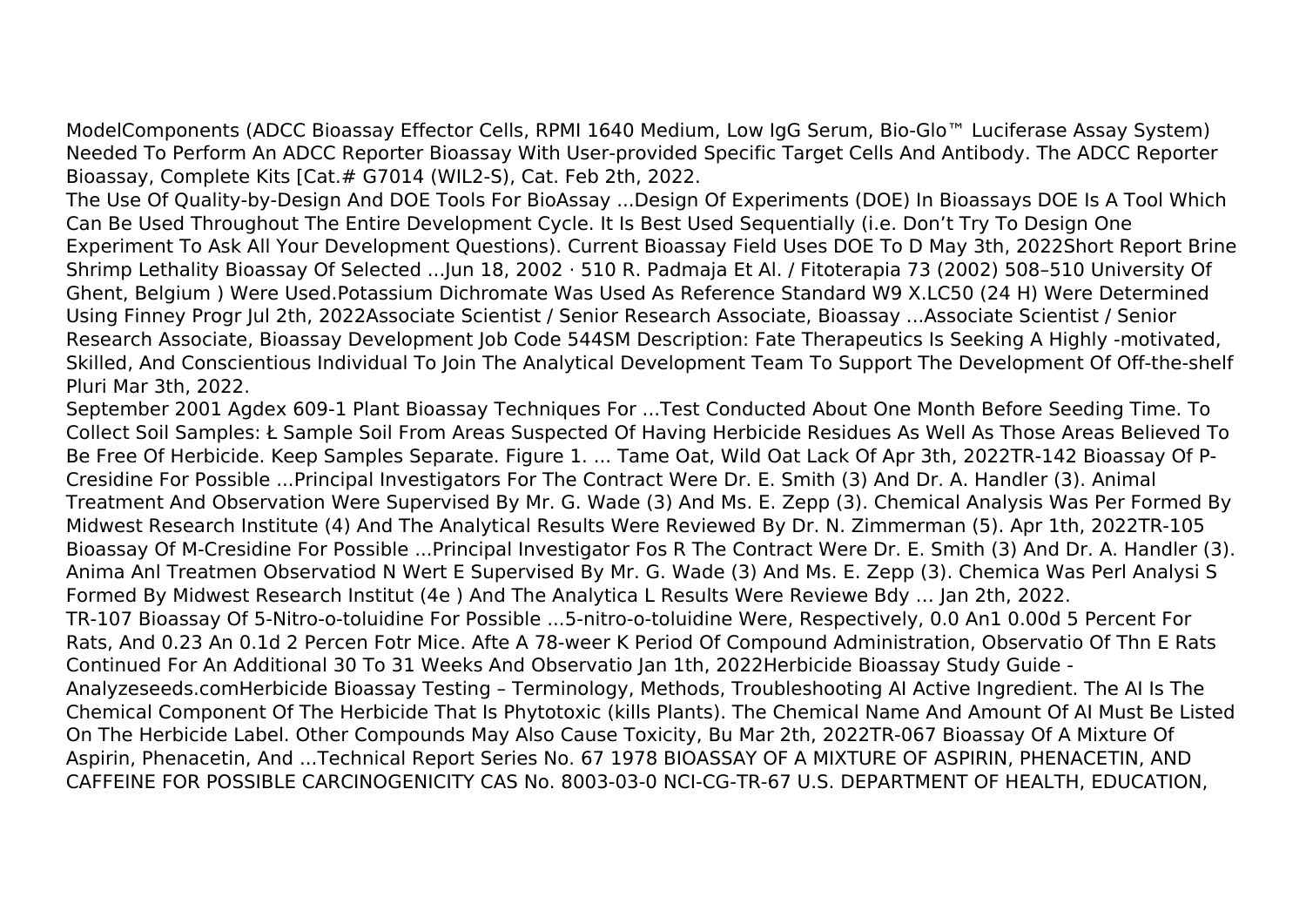ModelComponents (ADCC Bioassay Effector Cells, RPMI 1640 Medium, Low IgG Serum, Bio-Glo™ Luciferase Assay System) Needed To Perform An ADCC Reporter Bioassay With User-provided Specific Target Cells And Antibody. The ADCC Reporter Bioassay, Complete Kits [Cat.# G7014 (WIL2-S), Cat. Feb 2th, 2022.

The Use Of Quality-by-Design And DOE Tools For BioAssay ...Design Of Experiments (DOE) In Bioassays DOE Is A Tool Which Can Be Used Throughout The Entire Development Cycle. It Is Best Used Sequentially (i.e. Don't Try To Design One Experiment To Ask All Your Development Questions). Current Bioassay Field Uses DOE To D May 3th, 2022Short Report Brine Shrimp Lethality Bioassay Of Selected ...Jun 18, 2002 · 510 R. Padmaja Et Al. / Fitoterapia 73 (2002) 508–510 University Of Ghent, Belgium ) Were Used.Potassium Dichromate Was Used As Reference Standard W9 X.LC50 (24 H) Were Determined Using Finney Progr Jul 2th, 2022Associate Scientist / Senior Research Associate, Bioassay ...Associate Scientist / Senior Research Associate, Bioassay Development Job Code 544SM Description: Fate Therapeutics Is Seeking A Highly -motivated, Skilled, And Conscientious Individual To Join The Analytical Development Team To Support The Development Of Off-the-shelf Pluri Mar 3th, 2022.

September 2001 Agdex 609-1 Plant Bioassay Techniques For ...Test Conducted About One Month Before Seeding Time. To Collect Soil Samples: Ł Sample Soil From Areas Suspected Of Having Herbicide Residues As Well As Those Areas Believed To Be Free Of Herbicide. Keep Samples Separate. Figure 1. ... Tame Oat, Wild Oat Lack Of Apr 3th, 2022TR-142 Bioassay Of P-Cresidine For Possible ...Principal Investigators For The Contract Were Dr. E. Smith (3) And Dr. A. Handler (3). Animal Treatment And Observation Were Supervised By Mr. G. Wade (3) And Ms. E. Zepp (3). Chemical Analysis Was Per Formed By Midwest Research Institute (4) And The Analytical Results Were Reviewed By Dr. N. Zimmerman (5). Apr 1th, 2022TR-105 Bioassay Of M-Cresidine For Possible ...Principal Investigator Fos R The Contract Were Dr. E. Smith (3) And Dr. A. Handler (3). Anima Anl Treatmen Observatiod N Wert E Supervised By Mr. G. Wade (3) And Ms. E. Zepp (3). Chemica Was Perl Analysi S Formed By Midwest Research Institut (4e ) And The Analytica L Results Were Reviewe Bdy ... Jan 2th, 2022.

TR-107 Bioassay Of 5-Nitro-o-toluidine For Possible ...5-nitro-o-toluidine Were, Respectively, 0.0 An1 0.00d 5 Percent For Rats, And 0.23 An 0.1d 2 Percen Fotr Mice. Afte A 78-weer K Period Of Compound Administration, Observatio Of Thn E Rats Continued For An Additional 30 To 31 Weeks And Observatio Jan 1th, 2022Herbicide Bioassay Study Guide - Analyzeseeds.comHerbicide Bioassay Testing – Terminology, Methods, Troubleshooting AI Active Ingredient. The AI Is The Chemical Component Of The Herbicide That Is Phytotoxic (kills Plants). The Chemical Name And Amount Of AI Must Be Listed On The Herbicide Label. Other Compounds May Also Cause Toxicity, Bu Mar 2th, 2022TR-067 Bioassay Of A Mixture Of Aspirin, Phenacetin, And ...Technical Report Series No. 67 1978 BIOASSAY OF A MIXTURE OF ASPIRIN, PHENACETIN, AND CAFFEINE FOR POSSIBLE CARCINOGENICITY CAS No. 8003-03-0 NCI-CG-TR-67 U.S. DEPARTMENT OF HEALTH, EDUCATION,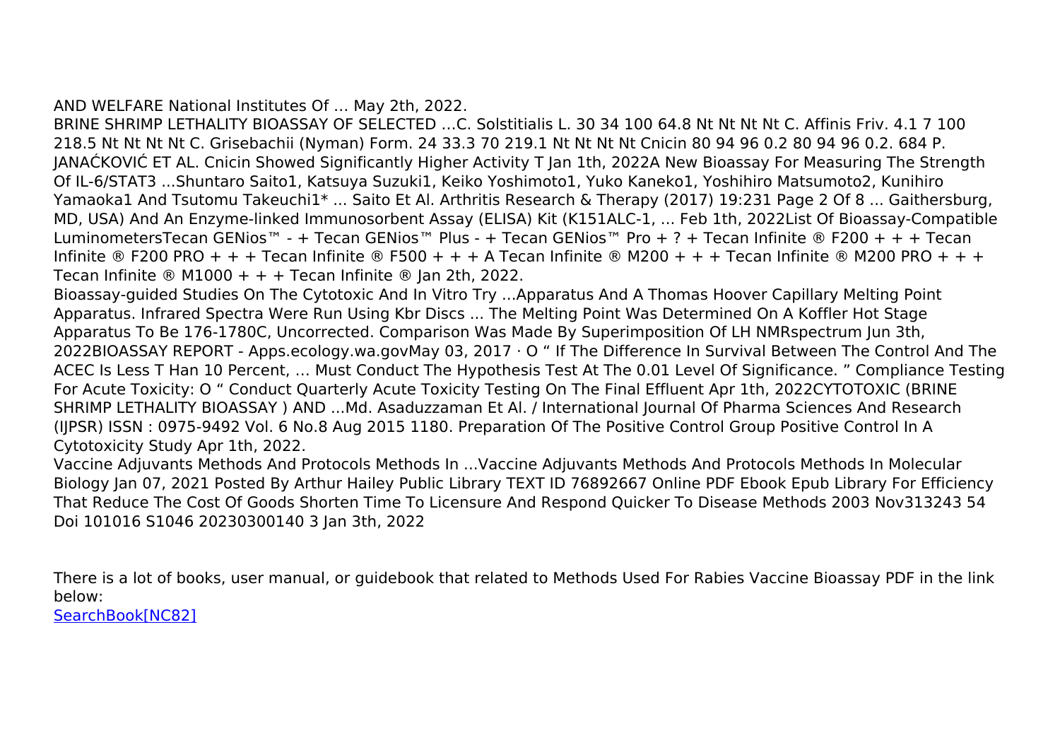AND WELFARE National Institutes Of ... May 2th, 2022.

BRINE SHRIMP LETHALITY BIOASSAY OF SELECTED ...C. Solstitialis L. 30 34 100 64.8 Nt Nt Nt Nt C. Affinis Friv. 4.1 7 100 218.5 Nt Nt Nt Nt C. Grisebachii (Nyman) Form. 24 33.3 70 219.1 Nt Nt Nt Nt Cnicin 80 94 96 0.2 80 94 96 0.2. 684 P. JANAĆKOVIĆ ET AL. Cnicin Showed Significantly Higher Activity T Jan 1th, 2022A New Bioassay For Measuring The Strength Of IL-6/STAT3 ...Shuntaro Saito1, Katsuya Suzuki1, Keiko Yoshimoto1, Yuko Kaneko1, Yoshihiro Matsumoto2, Kunihiro Yamaoka1 And Tsutomu Takeuchi1* ... Saito Et Al. Arthritis Research & Therapy (2017) 19:231 Page 2 Of 8 ... Gaithersburg, MD, USA) And An Enzyme-linked Immunosorbent Assay (ELISA) Kit (K151ALC-1, ... Feb 1th, 2022List Of Bioassay-Compatible LuminometersTecan GENios™ - + Tecan GENios™ Plus - + Tecan GENios™ Pro + ? + Tecan Infinite ® F200 + + + Tecan Infinite ® F200 PRO + + + Tecan Infinite ® F500 + + + A Tecan Infinite ® M200 + + + Tecan Infinite ® M200 PRO + + + Tecan Infinite ® M1000 + + + Tecan Infinite ® Jan 2th, 2022.

Bioassay-guided Studies On The Cytotoxic And In Vitro Try ...Apparatus And A Thomas Hoover Capillary Melting Point Apparatus. Infrared Spectra Were Run Using Kbr Discs ... The Melting Point Was Determined On A Koffler Hot Stage Apparatus To Be 176-1780C, Uncorrected. Comparison Was Made By Superimposition Of LH NMRspectrum Jun 3th, 2022BIOASSAY REPORT - Apps.ecology.wa.govMay 03, 2017 · O " If The Difference In Survival Between The Control And The ACEC Is Less T Han 10 Percent, ... Must Conduct The Hypothesis Test At The 0.01 Level Of Significance. " Compliance Testing For Acute Toxicity: O " Conduct Quarterly Acute Toxicity Testing On The Final Effluent Apr 1th, 2022CYTOTOXIC (BRINE SHRIMP LETHALITY BIOASSAY ) AND ...Md. Asaduzzaman Et Al. / International Journal Of Pharma Sciences And Research (IJPSR) ISSN : 0975-9492 Vol. 6 No.8 Aug 2015 1180. Preparation Of The Positive Control Group Positive Control In A Cytotoxicity Study Apr 1th, 2022.

Vaccine Adjuvants Methods And Protocols Methods In ...Vaccine Adjuvants Methods And Protocols Methods In Molecular Biology Jan 07, 2021 Posted By Arthur Hailey Public Library TEXT ID 76892667 Online PDF Ebook Epub Library For Efficiency That Reduce The Cost Of Goods Shorten Time To Licensure And Respond Quicker To Disease Methods 2003 Nov313243 54 Doi 101016 S1046 20230300140 3 Jan 3th, 2022

There is a lot of books, user manual, or guidebook that related to Methods Used For Rabies Vaccine Bioassay PDF in the link below:

[SearchBook[NC82]]